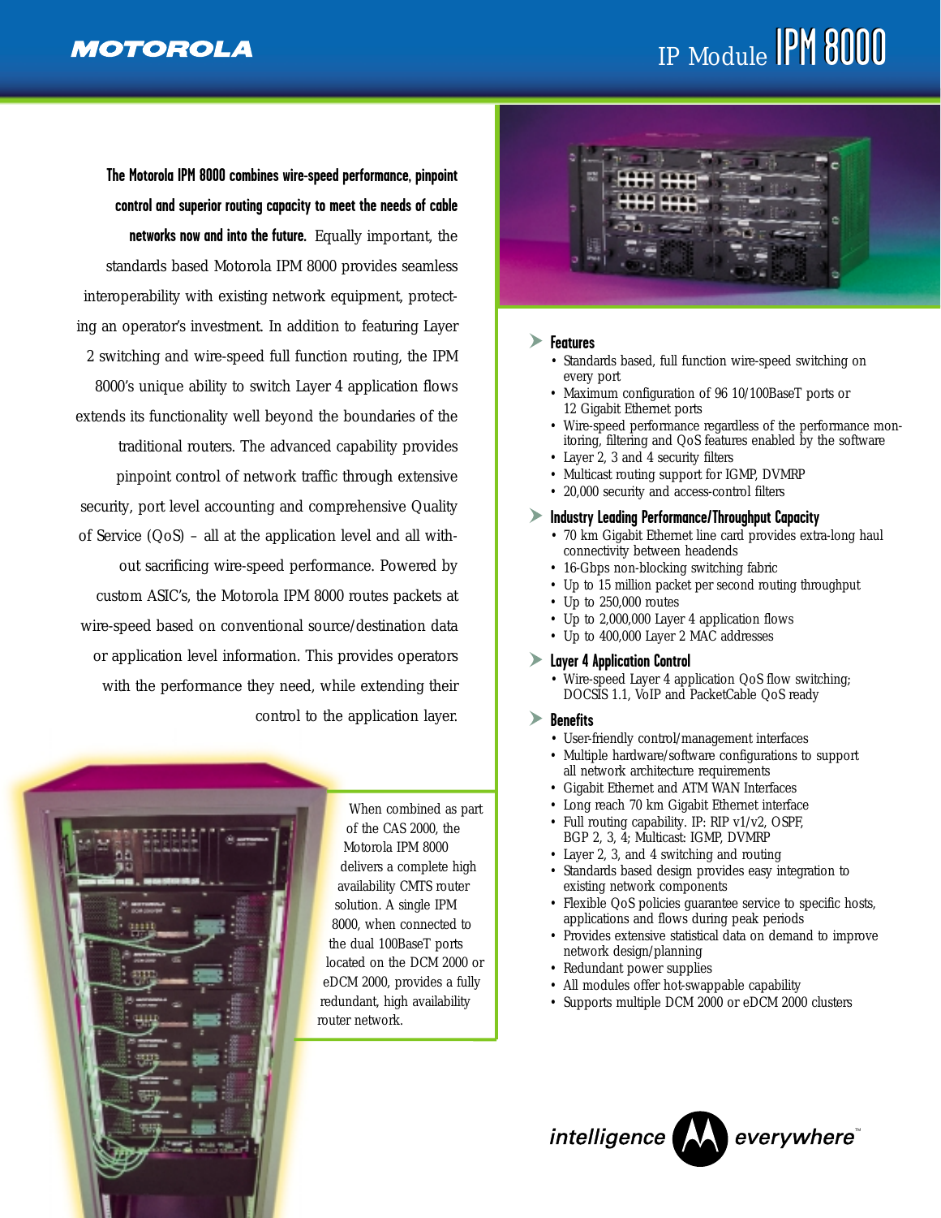MOTOROLA

# IP Module IPM 8000

**The Motorola IPM 8000 combines wire-speed performance, pinpoint control and superior routing capacity to meet the needs of cable networks now and into the future.** Equally important, the standards based Motorola IPM 8000 provides seamless interoperability with existing network equipment, protecting an operator's investment. In addition to featuring Layer 2 switching and wire-speed full function routing, the IPM 8000's unique ability to switch Layer 4 application flows extends its functionality well beyond the boundaries of the traditional routers. The advanced capability provides pinpoint control of network traffic through extensive security, port level accounting and comprehensive Quality of Service (QoS) – all at the application level and all without sacrificing wire-speed performance. Powered by custom ASIC's, the Motorola IPM 8000 routes packets at wire-speed based on conventional source/destination data or application level information. This provides operators with the performance they need, while extending their control to the application layer.

When combined as part of the CAS 2000, the Motorola IPM 8000 delivers a complete high availability CMTS router solution. A single IPM 8000, when connected to the dual 100BaseT ports located on the DCM 2000 or eDCM 2000, provides a fully redundant, high availability router network.

## Features

- Standards based, full function wire-speed switching on every port
- Maximum configuration of 96 10/100BaseT ports or 12 Gigabit Ethernet ports
- Wire-speed performance regardless of the performance monitoring, filtering and QoS features enabled by the software
- Layer 2, 3 and 4 security filters
- Multicast routing support for IGMP, DVMRP
- 20,000 security and access-control filters

## Industry Leading Performance/Throughput Capacity

- 70 km Gigabit Ethernet line card provides extra-long haul connectivity between headends
- 16-Gbps non-blocking switching fabric
- Up to 15 million packet per second routing throughput
- Up to 250,000 routes
- Up to 2,000,000 Layer 4 application flows
- Up to 400,000 Layer 2 MAC addresses

## Layer 4 Application Control

- Wire-speed Layer 4 application QoS flow switching; DOCSIS 1.1, VoIP and PacketCable QoS ready

## Benefits

- User-friendly control/management interfaces
- Multiple hardware/software configurations to support all network architecture requirements
- Gigabit Ethernet and ATM WAN Interfaces
- Long reach 70 km Gigabit Ethernet interface
- Full routing capability. IP: RIP v1/v2, OSPF, BGP 2, 3, 4; Multicast: IGMP, DVMRP
- Layer 2, 3, and 4 switching and routing
- Standards based design provides easy integration to existing network components
- Flexible QoS policies guarantee service to specific hosts, applications and flows during peak periods
- Provides extensive statistical data on demand to improve network design/planning
- Redundant power supplies
- All modules offer hot-swappable capability
- Supports multiple DCM 2000 or eDCM 2000 clusters

intelligence everywhere™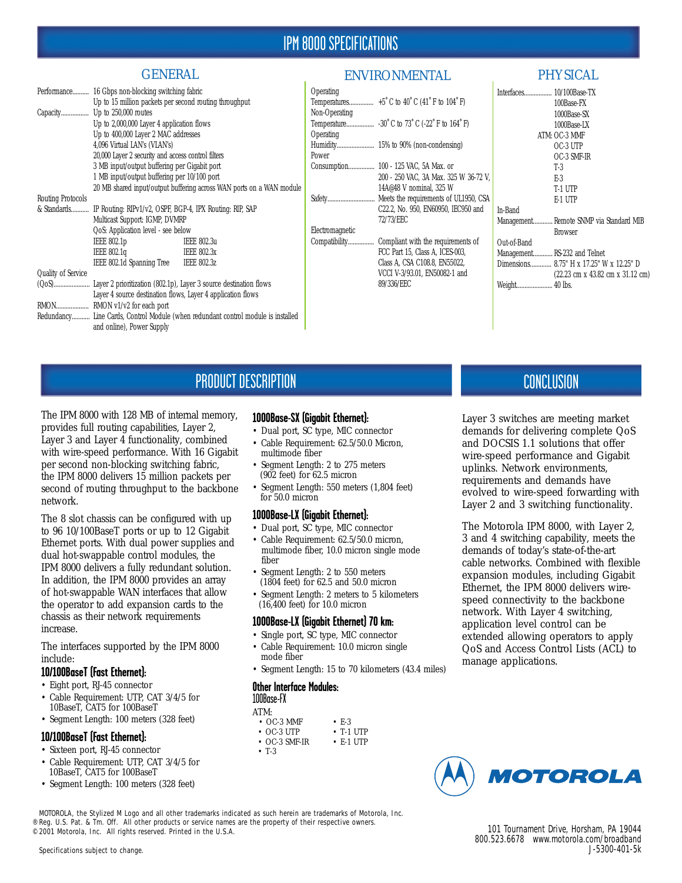# IPM 8000 SPECIFICATIONS

## GENERAL

| | |
|---|---|
| Performance | 16 Gbps non-blocking switching fabric<br>Up to 15 million packets per second routing throughput |
| Capacity | Up to 250,000 routes<br>Up to 2,000,000 Layer 4 application flows<br>Up to 400,000 Layer 2 MAC addresses<br>4,096 Virtual LAN's (VLAN's)<br>20,000 Layer 2 security and access control filters<br>3 MB input/output buffering per Gigabit port<br>1 MB input/output buffering per 10/100 port<br>20 MB shared input/output buffering across WAN ports on a WAN module |
| Routing Protocols & Standards | IP Routing: RIPv1/v2, OSPF, BGP-4, IPX Routing: RIP, SAP<br>Multicast Support: IGMP, DVMRP<br>QoS: Application level - see below<br>IEEE 802.1p, IEEE 802.3u<br>IEEE 802.1q, IEEE 802.3x<br>IEEE 802.1d Spanning Tree, IEEE 802.3z |
| Quality of Service (QoS) | Layer 2 prioritization (802.1p), Layer 3 source destination flows<br>Layer 4 source destination flows, Layer 4 application flows |
| RMON | RMON v1/v2 for each port |
| Redundancy | Line Cards, Control Module (when redundant control module is installed and online), Power Supply |

## ENVIRONMENTAL

| | |
|---|---|
| Operating Temperatures | +5° C to 40° C (41° F to 104° F) |
| Non-Operating Temperature | -30° C to 73° C (-22° F to 164° F) |
| Operating Humidity | 15% to 90% (non-condensing) |
| Power Consumption | 100 - 125 VAC, 5A Max. or 200 - 250 VAC, 3A Max. 325 W 36-72 V, 14A@48 V nominal, 325 W |
| Safety | Meets the requirements of UL1950, CSA C22.2, No. 950, EN60950, IEC950 and 72/73/EEC |
| Electromagnetic Compatibility | Compliant with the requirements of FCC Part 15, Class A, ICES-003, Class A, CSA C108.8, EN55022, VCCI V-3/93.01, EN50082-1 and 89/336/EEC |

## PHYSICAL

| | |
|---|---|
| Interfaces | 10/100Base-TX<br>100Base-FX<br>1000Base-SX<br>1000Base-LX<br>ATM: OC-3 MMF<br>OC-3 UTP<br>OC-3 SMF-IR<br>T-3<br>E-3<br>T-1 UTP<br>E-1 UTP |
| In-Band Management | Remote SNMP via Standard MIB Browser |
| Out-of-Band Management | RS-232 and Telnet |
| Dimensions | 8.75" H x 17.25" W x 12.25" D (22.23 cm x 43.82 cm x 31.12 cm) |
| Weight | 40 lbs. |

# PRODUCT DESCRIPTION

The IPM 8000 with 128 MB of internal memory, provides full routing capabilities, Layer 2, Layer 3 and Layer 4 functionality, combined with wire-speed performance. With 16 Gigabit per second non-blocking switching fabric, the IPM 8000 delivers 15 million packets per second of routing throughput to the backbone network.

The 8 slot chassis can be configured with up to 96 10/100BaseT ports or up to 12 Gigabit Ethernet ports. With dual power supplies and dual hot-swappable control modules, the IPM 8000 delivers a fully redundant solution. In addition, the IPM 8000 provides an array of hot-swappable WAN interfaces that allow the operator to add expansion cards to the chassis as their network requirements increase.

The interfaces supported by the IPM 8000 include:

### 10/100BaseT (Fast Ethernet):

- Eight port, RJ-45 connector
- Cable Requirement: UTP, CAT 3/4/5 for 10BaseT, CAT5 for 100BaseT
- Segment Length: 100 meters (328 feet)

### 10/100BaseT (Fast Ethernet):

- Sixteen port, RJ-45 connector
- Cable Requirement: UTP, CAT 3/4/5 for 10BaseT, CAT5 for 100BaseT
- Segment Length: 100 meters (328 feet)

### 1000Base-SX (Gigabit Ethernet):

- Dual port, SC type, MIC connector
- Cable Requirement: 62.5/50.0 Micron, multimode fiber
- Segment Length: 2 to 275 meters (902 feet) for 62.5 micron
- Segment Length: 550 meters (1,804 feet) for 50.0 micron

### 1000Base-LX (Gigabit Ethernet):

- Dual port, SC type, MIC connector
- Cable Requirement: 62.5/50.0 micron, multimode fiber, 10.0 micron single mode fiber
- Segment Length: 2 to 550 meters (1804 feet) for 62.5 and 50.0 micron
- Segment Length: 2 meters to 5 kilometers (16,400 feet) for 10.0 micron

### 1000Base-LX (Gigabit Ethernet) 70 km:

- Single port, SC type, MIC connector
- Cable Requirement: 10.0 micron single mode fiber
- Segment Length: 15 to 70 kilometers (43.4 miles)

### Other Interface Modules:

100Base-FX

ATM:

- OC-3 MMF
- OC-3 UTP
- OC-3 SMF-IR
- T-3
- E-3
- T-1 UTP
- E-1 UTP

# CONCLUSION

Layer 3 switches are meeting market demands for delivering complete QoS and DOCSIS 1.1 solutions that offer wire-speed performance and Gigabit uplinks. Network environments, requirements and demands have evolved to wire-speed forwarding with Layer 2 and 3 switching functionality.

The Motorola IPM 8000, with Layer 2, 3 and 4 switching capability, meets the demands of today's state-of-the-art cable networks. Combined with flexible expansion modules, including Gigabit Ethernet, the IPM 8000 delivers wire-speed connectivity to the backbone network. With Layer 4 switching, application level control can be extended allowing operators to apply QoS and Access Control Lists (ACL) to manage applications.

MOTOROLA

MOTOROLA, the Stylized M Logo and all other trademarks indicated as such herein are trademarks of Motorola, Inc. ® Reg. U.S. Pat. & Tm. Off. All other products or service names are the property of their respective owners. © 2001 Motorola, Inc. All rights reserved. Printed in the U.S.A.

Specifications subject to change.

101 Tournament Drive, Horsham, PA 19044
800.523.6678 www.motorola.com/broadband
J-5300-401-5k